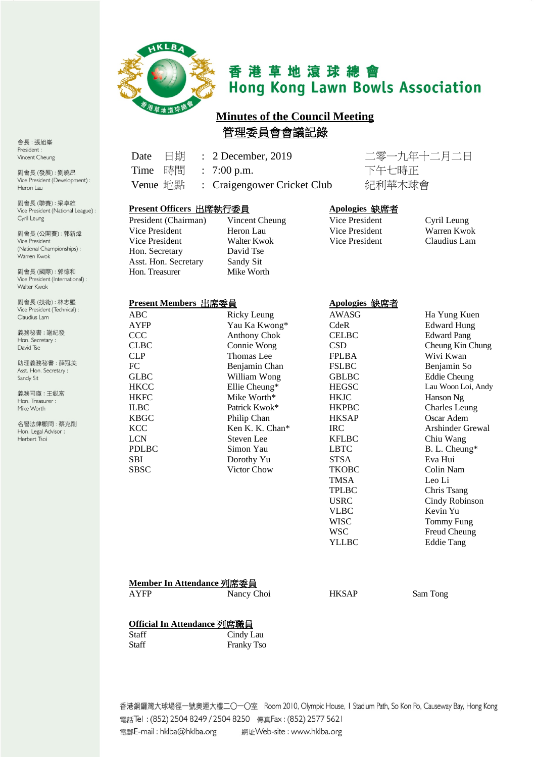香 港 草 地 滾 球 總 會
Hong Kong Lawn Bowls Association

會長：張旭峯
President :
Vincent Cheung

副會長 (發展)：劉曉昂
Vice President (Development) :
Heron Lau

副會長 (聯賽)：梁卓雄
Vice President (National League) :
Cyril Leung

副會長 (公開賽)：郭新煒
Vice President
(National Championships) :
Warren Kwok

副會長 (國際)：郭德和
Vice President (International) :
Walter Kwok

副會長 (技術)：林志堅
Vice President (Technical) :
Claudius Lam

義務秘書：謝紀發
Hon. Secretary :
David Tse

助理義務秘書：薛冠美
Asst. Hon. Secretary :
Sandy Sit

義務司庫：王鋭富
Hon. Treasurer :
Mike Worth

名譽法律顧問：蔡克剛
Hon. Legal Advisor :
Herbert Tsoi

# Minutes of the Council Meeting
# 管理委員會會議記錄

| | | | |
|---|---|---|---|
| Date 日期 | : | 2 December, 2019 | 二零一九年十二月二日 |
| Time 時間 | : | 7:00 p.m. | 下午七時正 |
| Venue 地點 | : | Craigengower Cricket Club | 紀利華木球會 |

**Present Officers 出席執行委員**

| | |
|---|---|
| President (Chairman) | Vincent Cheung |
| Vice President | Heron Lau |
| Vice President | Walter Kwok |
| Hon. Secretary | David Tse |
| Asst. Hon. Secretary | Sandy Sit |
| Hon. Treasurer | Mike Worth |

**Apologies 缺席者**

| | |
|---|---|
| Vice President | Cyril Leung |
| Vice President | Warren Kwok |
| Vice President | Claudius Lam |

**Present Members 出席委員**

| | |
|---|---|
| ABC | Ricky Leung |
| AYFP | Yau Ka Kwong* |
| CCC | Anthony Chok |
| CLBC | Connie Wong |
| CLP | Thomas Lee |
| FC | Benjamin Chan |
| GLBC | William Wong |
| HKCC | Ellie Cheung* |
| HKFC | Mike Worth* |
| ILBC | Patrick Kwok* |
| KBGC | Philip Chan |
| KCC | Ken K. K. Chan* |
| LCN | Steven Lee |
| PDLBC | Simon Yau |
| SBI | Dorothy Yu |
| SBSC | Victor Chow |

**Apologies 缺席者**

| | |
|---|---|
| AWASG | Ha Yung Kuen |
| CdeR | Edward Hung |
| CELBC | Edward Pang |
| CSD | Cheung Kin Chung |
| FPLBA | Wivi Kwan |
| FSLBC | Benjamin So |
| GBLBC | Eddie Cheung |
| HEGSC | Lau Woon Loi, Andy |
| HKJC | Hanson Ng |
| HKPBC | Charles Leung |
| HKSAP | Oscar Adem |
| IRC | Arshinder Grewal |
| KFLBC | Chiu Wang |
| LBTC | B. L. Cheung* |
| STSA | Eva Hui |
| TKOBC | Colin Nam |
| TMSA | Leo Li |
| TPLBC | Chris Tsang |
| USRC | Cindy Robinson |
| VLBC | Kevin Yu |
| WISC | Tommy Fung |
| WSC | Freud Cheung |
| YLLBC | Eddie Tang |

**Member In Attendance 列席委員**

| | | | |
|---|---|---|---|
| AYFP | Nancy Choi | HKSAP | Sam Tong |

**Official In Attendance 列席職員**

| | |
|---|---|
| Staff | Cindy Lau |
| Staff | Franky Tso |

香港銅鑼灣大球場徑一號奧運大樓二〇一〇室 Room 2010, Olympic House, 1 Stadium Path, So Kon Po, Causeway Bay, Hong Kong
電話Tel : (852) 2504 8249 / 2504 8250 傳真Fax : (852) 2577 5621
電郵E-mail : hklba@hklba.org 網址Web-site : www.hklba.org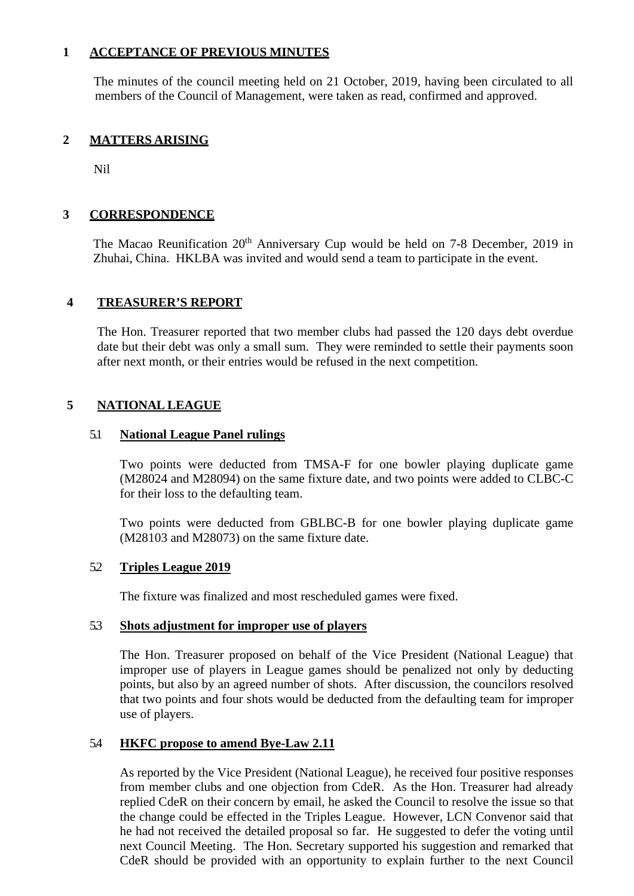## 1 ACCEPTANCE OF PREVIOUS MINUTES

The minutes of the council meeting held on 21 October, 2019, having been circulated to all members of the Council of Management, were taken as read, confirmed and approved.

## 2 MATTERS ARISING

Nil

## 3 CORRESPONDENCE

The Macao Reunification 20th Anniversary Cup would be held on 7-8 December, 2019 in Zhuhai, China. HKLBA was invited and would send a team to participate in the event.

## 4 TREASURER'S REPORT

The Hon. Treasurer reported that two member clubs had passed the 120 days debt overdue date but their debt was only a small sum. They were reminded to settle their payments soon after next month, or their entries would be refused in the next competition.

## 5 NATIONAL LEAGUE

### 5.1 National League Panel rulings

Two points were deducted from TMSA-F for one bowler playing duplicate game (M28024 and M28094) on the same fixture date, and two points were added to CLBC-C for their loss to the defaulting team.

Two points were deducted from GBLBC-B for one bowler playing duplicate game (M28103 and M28073) on the same fixture date.

### 5.2 Triples League 2019

The fixture was finalized and most rescheduled games were fixed.

### 5.3 Shots adjustment for improper use of players

The Hon. Treasurer proposed on behalf of the Vice President (National League) that improper use of players in League games should be penalized not only by deducting points, but also by an agreed number of shots. After discussion, the councilors resolved that two points and four shots would be deducted from the defaulting team for improper use of players.

### 5.4 HKFC propose to amend Bye-Law 2.11

As reported by the Vice President (National League), he received four positive responses from member clubs and one objection from CdeR. As the Hon. Treasurer had already replied CdeR on their concern by email, he asked the Council to resolve the issue so that the change could be effected in the Triples League. However, LCN Convenor said that he had not received the detailed proposal so far. He suggested to defer the voting until next Council Meeting. The Hon. Secretary supported his suggestion and remarked that CdeR should be provided with an opportunity to explain further to the next Council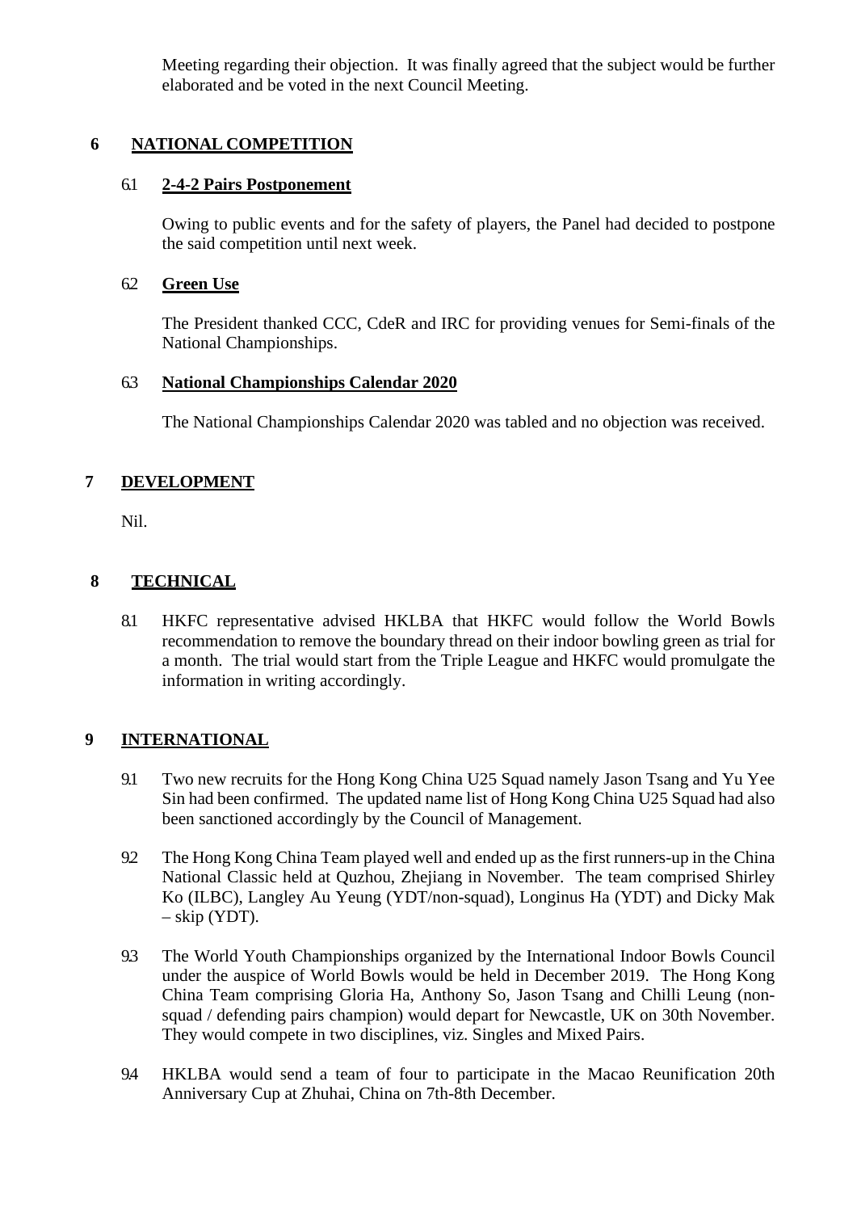Meeting regarding their objection. It was finally agreed that the subject would be further elaborated and be voted in the next Council Meeting.

## 6 NATIONAL COMPETITION

### 6.1 2-4-2 Pairs Postponement

Owing to public events and for the safety of players, the Panel had decided to postpone the said competition until next week.

### 6.2 Green Use

The President thanked CCC, CdeR and IRC for providing venues for Semi-finals of the National Championships.

### 6.3 National Championships Calendar 2020

The National Championships Calendar 2020 was tabled and no objection was received.

## 7 DEVELOPMENT

Nil.

## 8 TECHNICAL

8.1 HKFC representative advised HKLBA that HKFC would follow the World Bowls recommendation to remove the boundary thread on their indoor bowling green as trial for a month. The trial would start from the Triple League and HKFC would promulgate the information in writing accordingly.

## 9 INTERNATIONAL

9.1 Two new recruits for the Hong Kong China U25 Squad namely Jason Tsang and Yu Yee Sin had been confirmed. The updated name list of Hong Kong China U25 Squad had also been sanctioned accordingly by the Council of Management.

9.2 The Hong Kong China Team played well and ended up as the first runners-up in the China National Classic held at Quzhou, Zhejiang in November. The team comprised Shirley Ko (ILBC), Langley Au Yeung (YDT/non-squad), Longinus Ha (YDT) and Dicky Mak – skip (YDT).

9.3 The World Youth Championships organized by the International Indoor Bowls Council under the auspice of World Bowls would be held in December 2019. The Hong Kong China Team comprising Gloria Ha, Anthony So, Jason Tsang and Chilli Leung (non-squad / defending pairs champion) would depart for Newcastle, UK on 30th November. They would compete in two disciplines, viz. Singles and Mixed Pairs.

9.4 HKLBA would send a team of four to participate in the Macao Reunification 20th Anniversary Cup at Zhuhai, China on 7th-8th December.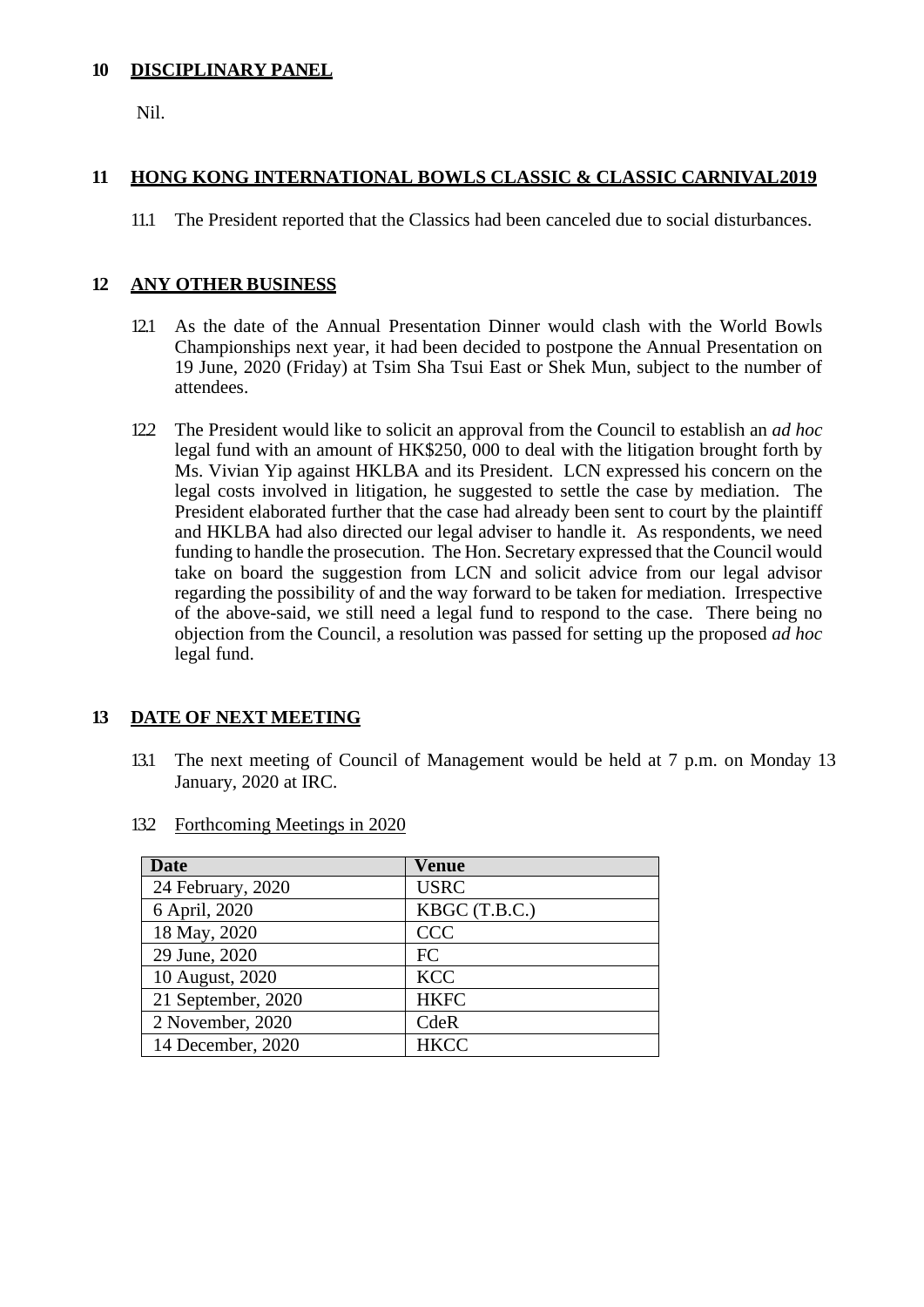## 10 DISCIPLINARY PANEL

Nil.

## 11 HONG KONG INTERNATIONAL BOWLS CLASSIC & CLASSIC CARNIVAL2019

11.1 The President reported that the Classics had been canceled due to social disturbances.

## 12 ANY OTHER BUSINESS

12.1 As the date of the Annual Presentation Dinner would clash with the World Bowls Championships next year, it had been decided to postpone the Annual Presentation on 19 June, 2020 (Friday) at Tsim Sha Tsui East or Shek Mun, subject to the number of attendees.

12.2 The President would like to solicit an approval from the Council to establish an *ad hoc* legal fund with an amount of HK$250, 000 to deal with the litigation brought forth by Ms. Vivian Yip against HKLBA and its President. LCN expressed his concern on the legal costs involved in litigation, he suggested to settle the case by mediation. The President elaborated further that the case had already been sent to court by the plaintiff and HKLBA had also directed our legal adviser to handle it. As respondents, we need funding to handle the prosecution. The Hon. Secretary expressed that the Council would take on board the suggestion from LCN and solicit advice from our legal advisor regarding the possibility of and the way forward to be taken for mediation. Irrespective of the above-said, we still need a legal fund to respond to the case. There being no objection from the Council, a resolution was passed for setting up the proposed *ad hoc* legal fund.

## 13 DATE OF NEXT MEETING

13.1 The next meeting of Council of Management would be held at 7 p.m. on Monday 13 January, 2020 at IRC.

13.2 Forthcoming Meetings in 2020

| Date | Venue |
|---|---|
| 24 February, 2020 | USRC |
| 6 April, 2020 | KBGC (T.B.C.) |
| 18 May, 2020 | CCC |
| 29 June, 2020 | FC |
| 10 August, 2020 | KCC |
| 21 September, 2020 | HKFC |
| 2 November, 2020 | CdeR |
| 14 December, 2020 | HKCC |